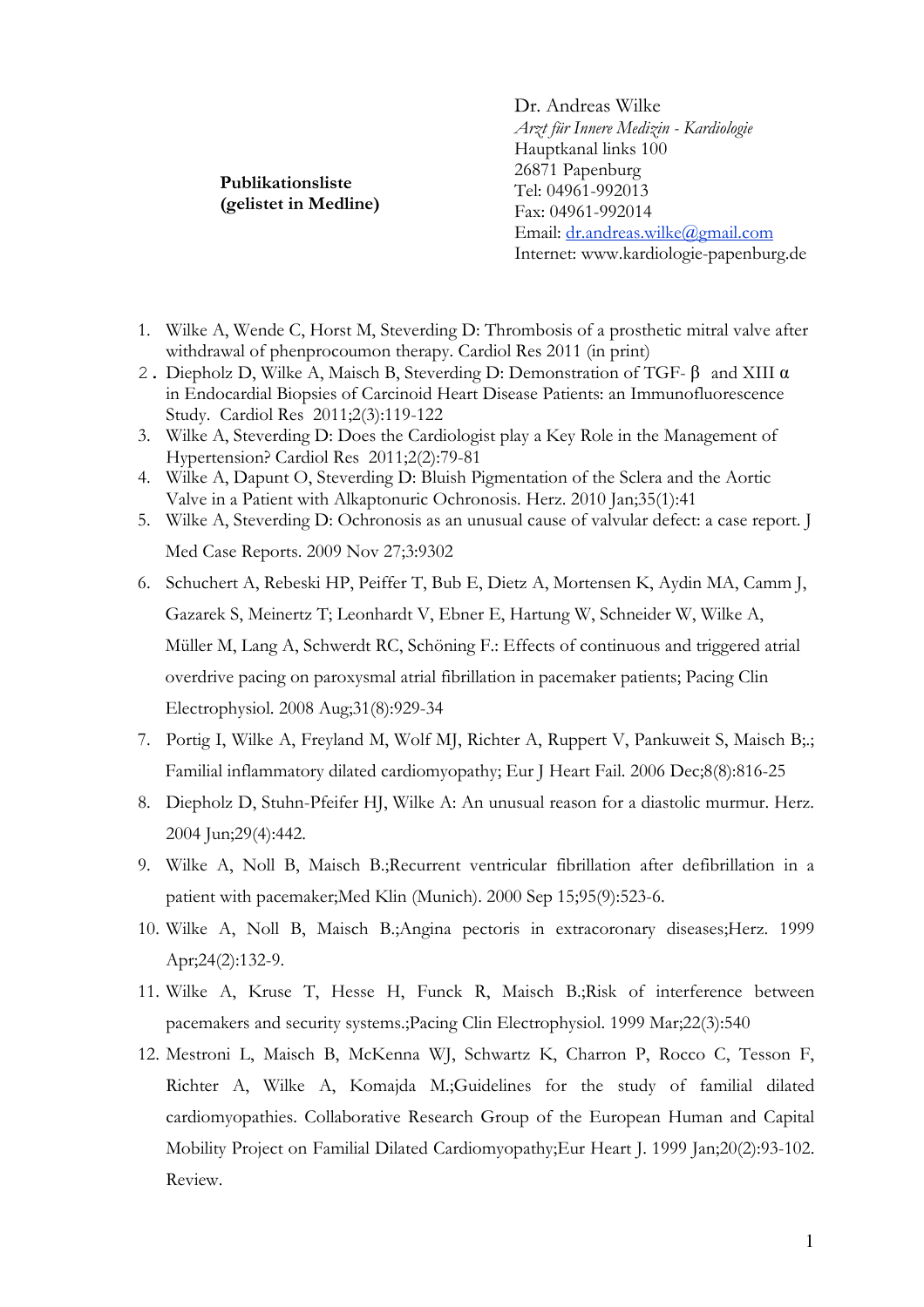**Publikationsliste**
**(gelistet in Medline)**

Dr. Andreas Wilke
*Arzt für Innere Medizin - Kardiologie*
Hauptkanal links 100
26871 Papenburg
Tel: 04961-992013
Fax: 04961-992014
Email: dr.andreas.wilke@gmail.com
Internet: www.kardiologie-papenburg.de

1. Wilke A, Wende C, Horst M, Steverding D: Thrombosis of a prosthetic mitral valve after withdrawal of phenprocoumon therapy. Cardiol Res 2011 (in print)
2. Diepholz D, Wilke A, Maisch B, Steverding D: Demonstration of TGF- β and XIII α in Endocardial Biopsies of Carcinoid Heart Disease Patients: an Immunofluorescence Study. Cardiol Res 2011;2(3):119-122
3. Wilke A, Steverding D: Does the Cardiologist play a Key Role in the Management of Hypertension? Cardiol Res 2011;2(2):79-81
4. Wilke A, Dapunt O, Steverding D: Bluish Pigmentation of the Sclera and the Aortic Valve in a Patient with Alkaptonuric Ochronosis. Herz. 2010 Jan;35(1):41
5. Wilke A, Steverding D: Ochronosis as an unusual cause of valvular defect: a case report. J Med Case Reports. 2009 Nov 27;3:9302
6. Schuchert A, Rebeski HP, Peiffer T, Bub E, Dietz A, Mortensen K, Aydin MA, Camm J, Gazarek S, Meinertz T; Leonhardt V, Ebner E, Hartung W, Schneider W, Wilke A, Müller M, Lang A, Schwerdt RC, Schöning F.: Effects of continuous and triggered atrial overdrive pacing on paroxysmal atrial fibrillation in pacemaker patients; Pacing Clin Electrophysiol. 2008 Aug;31(8):929-34
7. Portig I, Wilke A, Freyland M, Wolf MJ, Richter A, Ruppert V, Pankuweit S, Maisch B;.; Familial inflammatory dilated cardiomyopathy; Eur J Heart Fail. 2006 Dec;8(8):816-25
8. Diepholz D, Stuhn-Pfeifer HJ, Wilke A: An unusual reason for a diastolic murmur. Herz. 2004 Jun;29(4):442.
9. Wilke A, Noll B, Maisch B.;Recurrent ventricular fibrillation after defibrillation in a patient with pacemaker;Med Klin (Munich). 2000 Sep 15;95(9):523-6.
10. Wilke A, Noll B, Maisch B.;Angina pectoris in extracoronary diseases;Herz. 1999 Apr;24(2):132-9.
11. Wilke A, Kruse T, Hesse H, Funck R, Maisch B.;Risk of interference between pacemakers and security systems.;Pacing Clin Electrophysiol. 1999 Mar;22(3):540
12. Mestroni L, Maisch B, McKenna WJ, Schwartz K, Charron P, Rocco C, Tesson F, Richter A, Wilke A, Komajda M.;Guidelines for the study of familial dilated cardiomyopathies. Collaborative Research Group of the European Human and Capital Mobility Project on Familial Dilated Cardiomyopathy;Eur Heart J. 1999 Jan;20(2):93-102. Review.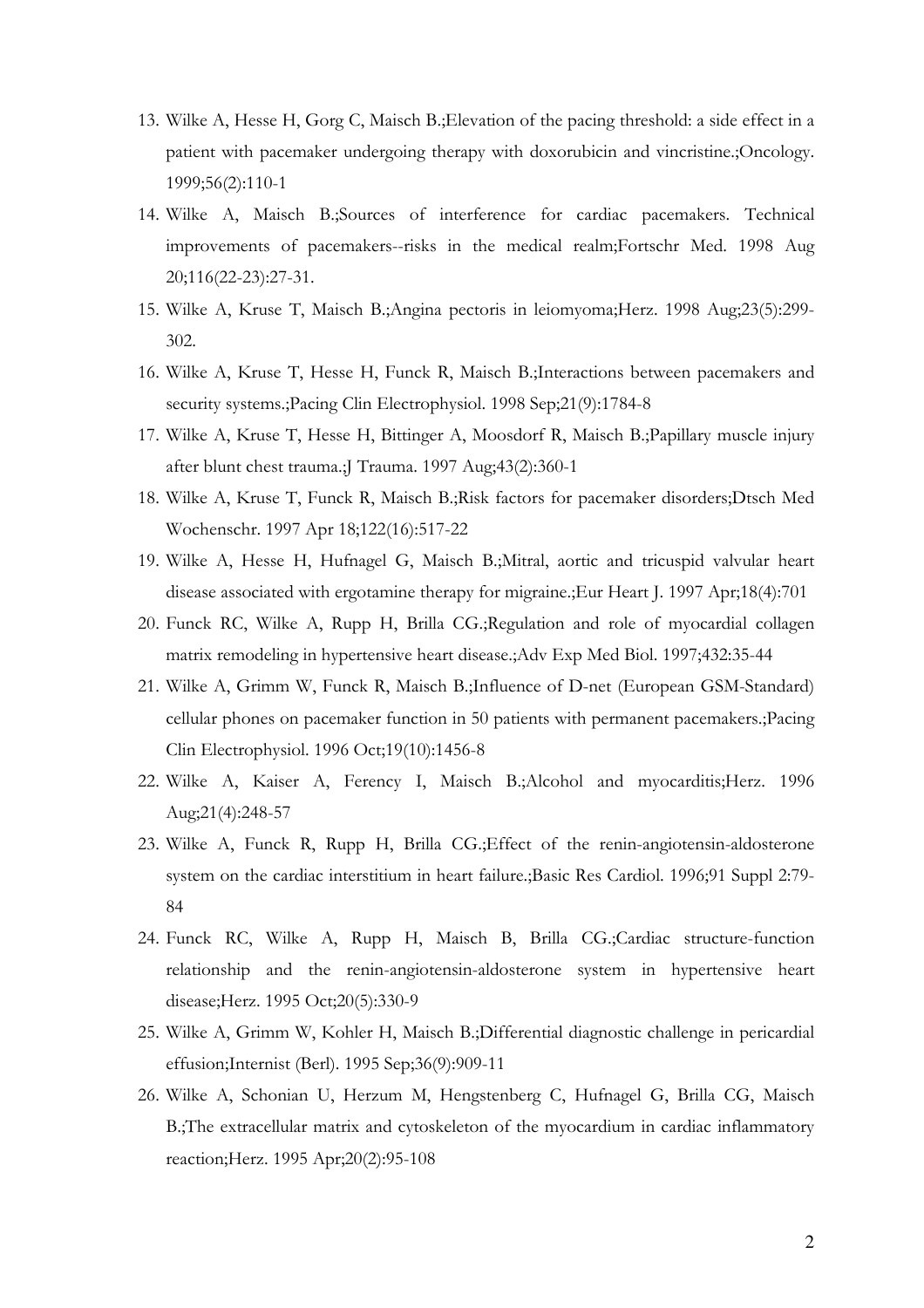13. Wilke A, Hesse H, Gorg C, Maisch B.;Elevation of the pacing threshold: a side effect in a patient with pacemaker undergoing therapy with doxorubicin and vincristine.;Oncology. 1999;56(2):110-1
14. Wilke A, Maisch B.;Sources of interference for cardiac pacemakers. Technical improvements of pacemakers--risks in the medical realm;Fortschr Med. 1998 Aug 20;116(22-23):27-31.
15. Wilke A, Kruse T, Maisch B.;Angina pectoris in leiomyoma;Herz. 1998 Aug;23(5):299-302.
16. Wilke A, Kruse T, Hesse H, Funck R, Maisch B.;Interactions between pacemakers and security systems.;Pacing Clin Electrophysiol. 1998 Sep;21(9):1784-8
17. Wilke A, Kruse T, Hesse H, Bittinger A, Moosdorf R, Maisch B.;Papillary muscle injury after blunt chest trauma.;J Trauma. 1997 Aug;43(2):360-1
18. Wilke A, Kruse T, Funck R, Maisch B.;Risk factors for pacemaker disorders;Dtsch Med Wochenschr. 1997 Apr 18;122(16):517-22
19. Wilke A, Hesse H, Hufnagel G, Maisch B.;Mitral, aortic and tricuspid valvular heart disease associated with ergotamine therapy for migraine.;Eur Heart J. 1997 Apr;18(4):701
20. Funck RC, Wilke A, Rupp H, Brilla CG.;Regulation and role of myocardial collagen matrix remodeling in hypertensive heart disease.;Adv Exp Med Biol. 1997;432:35-44
21. Wilke A, Grimm W, Funck R, Maisch B.;Influence of D-net (European GSM-Standard) cellular phones on pacemaker function in 50 patients with permanent pacemakers.;Pacing Clin Electrophysiol. 1996 Oct;19(10):1456-8
22. Wilke A, Kaiser A, Ferency I, Maisch B.;Alcohol and myocarditis;Herz. 1996 Aug;21(4):248-57
23. Wilke A, Funck R, Rupp H, Brilla CG.;Effect of the renin-angiotensin-aldosterone system on the cardiac interstitium in heart failure.;Basic Res Cardiol. 1996;91 Suppl 2:79-84
24. Funck RC, Wilke A, Rupp H, Maisch B, Brilla CG.;Cardiac structure-function relationship and the renin-angiotensin-aldosterone system in hypertensive heart disease;Herz. 1995 Oct;20(5):330-9
25. Wilke A, Grimm W, Kohler H, Maisch B.;Differential diagnostic challenge in pericardial effusion;Internist (Berl). 1995 Sep;36(9):909-11
26. Wilke A, Schonian U, Herzum M, Hengstenberg C, Hufnagel G, Brilla CG, Maisch B.;The extracellular matrix and cytoskeleton of the myocardium in cardiac inflammatory reaction;Herz. 1995 Apr;20(2):95-108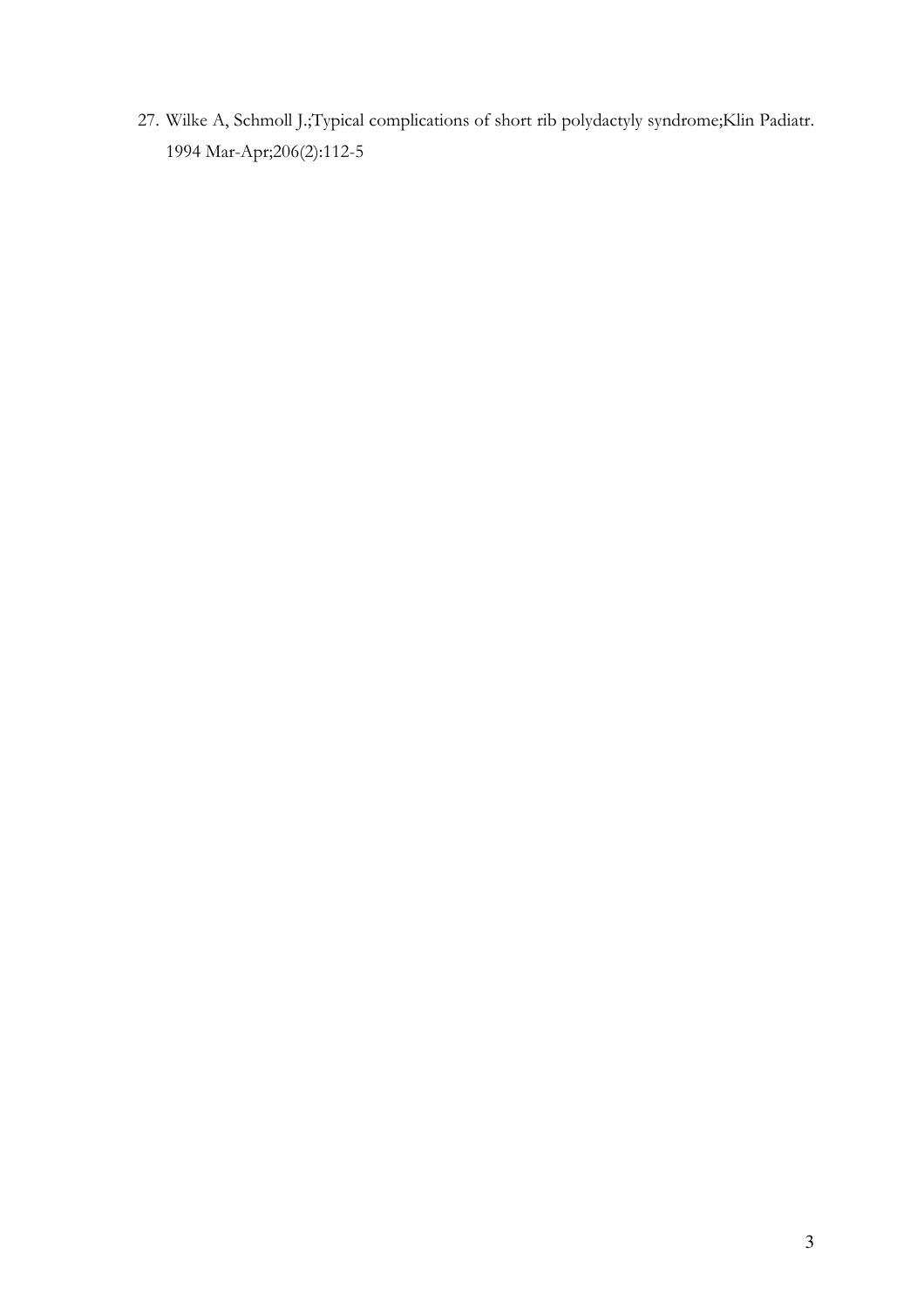27. Wilke A, Schmoll J.;Typical complications of short rib polydactyly syndrome;Klin Padiatr. 1994 Mar-Apr;206(2):112-5